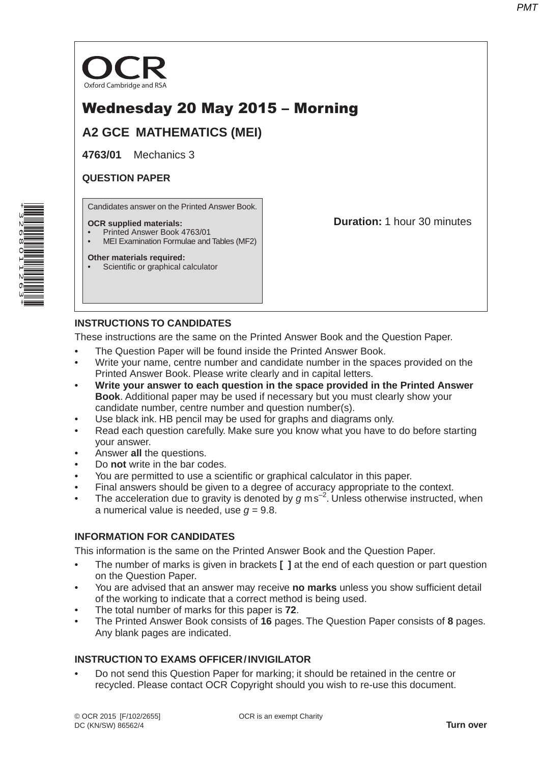OCR

Oxford Cambridge and RSA

# Wednesday 20 May 2015 – Morning

## A2 GCE MATHEMATICS (MEI)

**4763/01** Mechanics 3

**QUESTION PAPER**

Candidates answer on the Printed Answer Book.

**OCR supplied materials:**
- Printed Answer Book 4763/01
- MEI Examination Formulae and Tables (MF2)

**Other materials required:**
- Scientific or graphical calculator

**Duration:** 1 hour 30 minutes

### INSTRUCTIONS TO CANDIDATES

These instructions are the same on the Printed Answer Book and the Question Paper.

- The Question Paper will be found inside the Printed Answer Book.
- Write your name, centre number and candidate number in the spaces provided on the Printed Answer Book. Please write clearly and in capital letters.
- **Write your answer to each question in the space provided in the Printed Answer Book**. Additional paper may be used if necessary but you must clearly show your candidate number, centre number and question number(s).
- Use black ink. HB pencil may be used for graphs and diagrams only.
- Read each question carefully. Make sure you know what you have to do before starting your answer.
- Answer **all** the questions.
- Do **not** write in the bar codes.
- You are permitted to use a scientific or graphical calculator in this paper.
- Final answers should be given to a degree of accuracy appropriate to the context.
- The acceleration due to gravity is denoted by $g\,\text{m}\,\text{s}^{-2}$. Unless otherwise instructed, when a numerical value is needed, use $g = 9.8$.

### INFORMATION FOR CANDIDATES

This information is the same on the Printed Answer Book and the Question Paper.

- The number of marks is given in brackets **[ ]** at the end of each question or part question on the Question Paper.
- You are advised that an answer may receive **no marks** unless you show sufficient detail of the working to indicate that a correct method is being used.
- The total number of marks for this paper is **72**.
- The Printed Answer Book consists of **16** pages. The Question Paper consists of **8** pages. Any blank pages are indicated.

### INSTRUCTION TO EXAMS OFFICER / INVIGILATOR

- Do not send this Question Paper for marking; it should be retained in the centre or recycled. Please contact OCR Copyright should you wish to re-use this document.

© OCR 2015 [F/102/2655]
DC (KN/SW) 86562/4

OCR is an exempt Charity

**Turn over**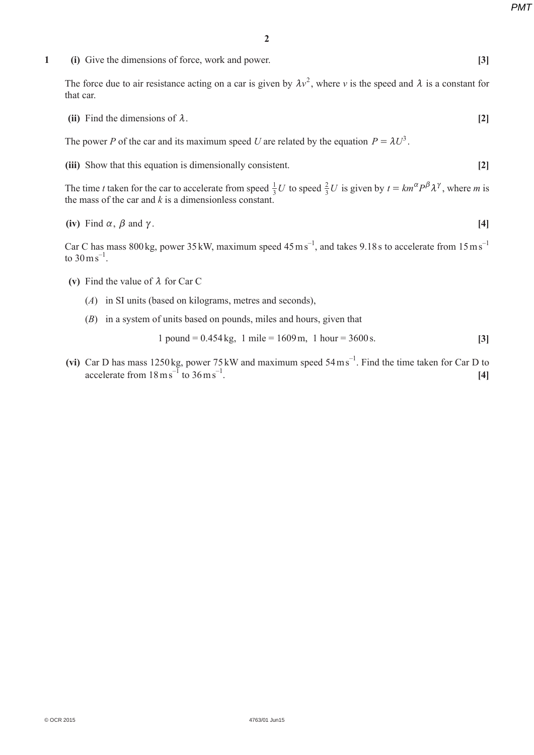**1** **(i)** Give the dimensions of force, work and power. **[3]**

The force due to air resistance acting on a car is given by $\lambda v^2$, where $v$ is the speed and $\lambda$ is a constant for that car.

**(ii)** Find the dimensions of $\lambda$. **[2]**

The power $P$ of the car and its maximum speed $U$ are related by the equation $P = \lambda U^3$.

**(iii)** Show that this equation is dimensionally consistent. **[2]**

The time $t$ taken for the car to accelerate from speed $\frac{1}{3}U$ to speed $\frac{2}{3}U$ is given by $t = km^{\alpha}P^{\beta}\lambda^{\gamma}$, where $m$ is the mass of the car and $k$ is a dimensionless constant.

**(iv)** Find $\alpha$, $\beta$ and $\gamma$. **[4]**

Car C has mass 800 kg, power 35 kW, maximum speed $45\,\mathrm{m\,s^{-1}}$, and takes 9.18 s to accelerate from $15\,\mathrm{m\,s^{-1}}$ to $30\,\mathrm{m\,s^{-1}}$.

**(v)** Find the value of $\lambda$ for Car C

(*A*) in SI units (based on kilograms, metres and seconds),

(*B*) in a system of units based on pounds, miles and hours, given that

1 pound = 0.454 kg, 1 mile = 1609 m, 1 hour = 3600 s. **[3]**

**(vi)** Car D has mass 1250 kg, power 75 kW and maximum speed $54\,\mathrm{m\,s^{-1}}$. Find the time taken for Car D to accelerate from $18\,\mathrm{m\,s^{-1}}$ to $36\,\mathrm{m\,s^{-1}}$. **[4]**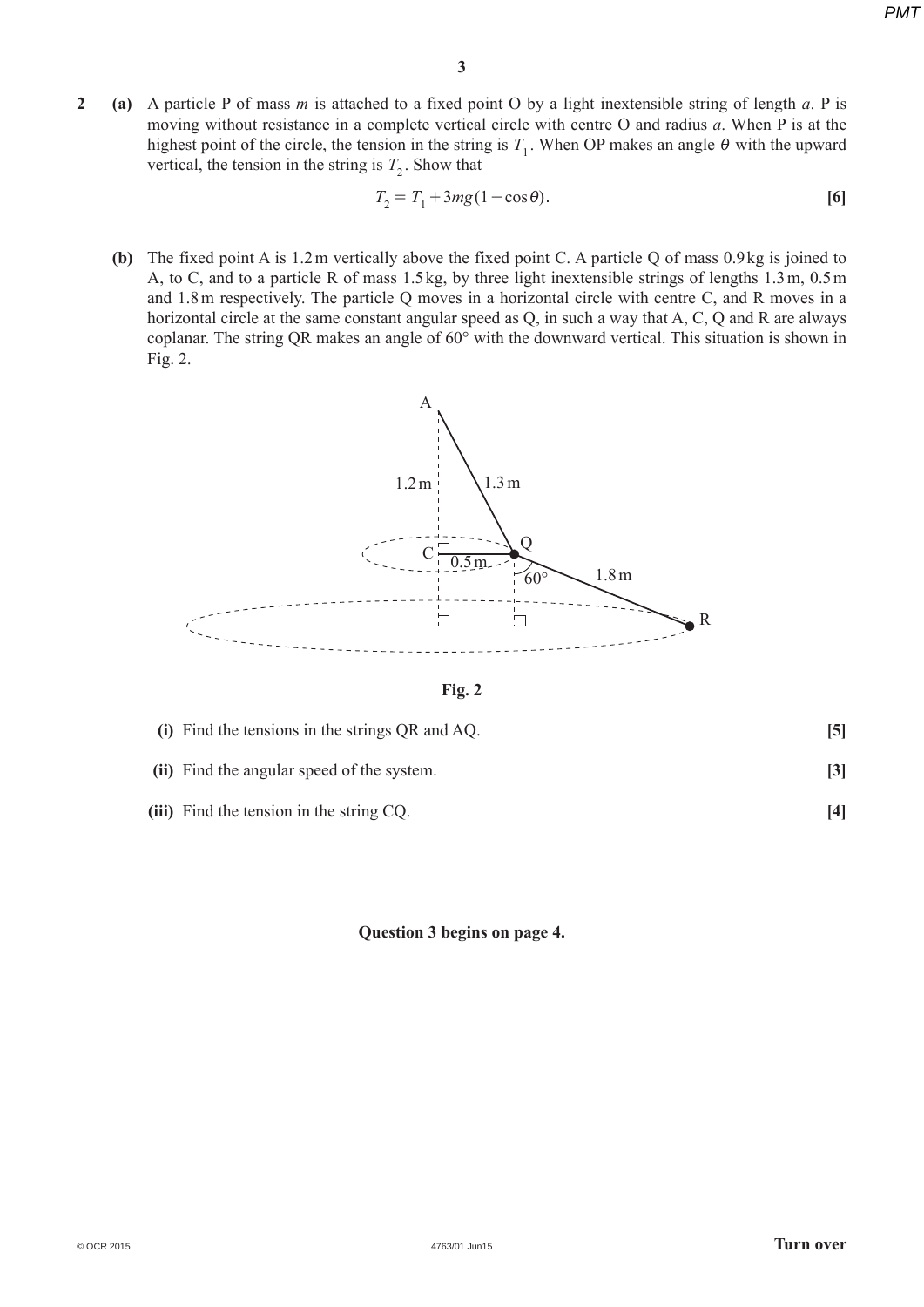**2** **(a)** A particle P of mass $m$ is attached to a fixed point O by a light inextensible string of length $a$. P is moving without resistance in a complete vertical circle with centre O and radius $a$. When P is at the highest point of the circle, the tension in the string is $T_1$. When OP makes an angle $\theta$ with the upward vertical, the tension in the string is $T_2$. Show that

$$T_2 = T_1 + 3mg(1 - \cos\theta).$$

**[6]**

**(b)** The fixed point A is 1.2 m vertically above the fixed point C. A particle Q of mass 0.9 kg is joined to A, to C, and to a particle R of mass 1.5 kg, by three light inextensible strings of lengths 1.3 m, 0.5 m and 1.8 m respectively. The particle Q moves in a horizontal circle with centre C, and R moves in a horizontal circle at the same constant angular speed as Q, in such a way that A, C, Q and R are always coplanar. The string QR makes an angle of 60° with the downward vertical. This situation is shown in Fig. 2.

**Fig. 2**

**(i)** Find the tensions in the strings QR and AQ. **[5]**

**(ii)** Find the angular speed of the system. **[3]**

**(iii)** Find the tension in the string CQ. **[4]**

**Question 3 begins on page 4.**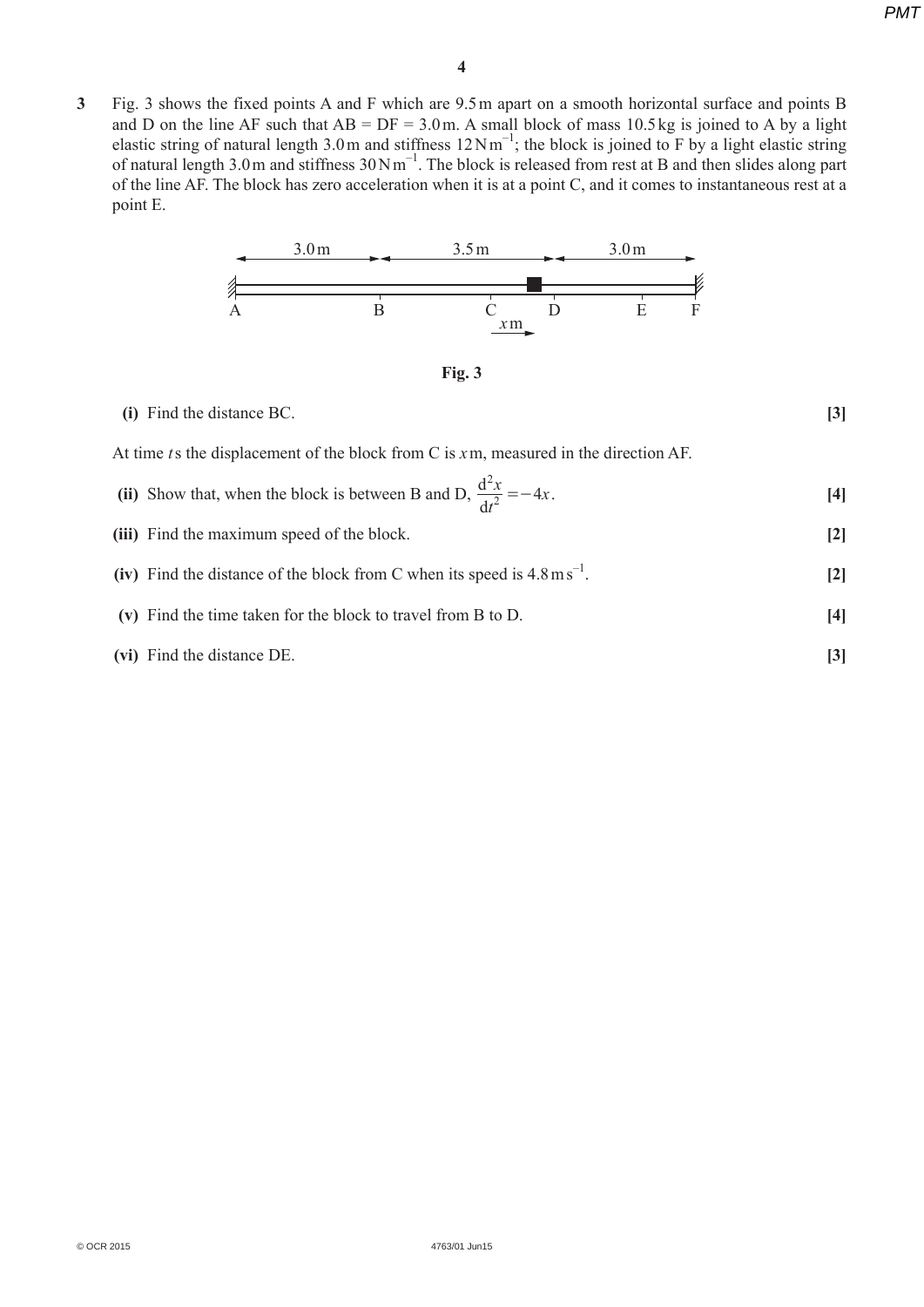**3** Fig. 3 shows the fixed points A and F which are 9.5 m apart on a smooth horizontal surface and points B and D on the line AF such that AB = DF = 3.0 m. A small block of mass 10.5 kg is joined to A by a light elastic string of natural length 3.0 m and stiffness $12\,\text{N}\,\text{m}^{-1}$; the block is joined to F by a light elastic string of natural length 3.0 m and stiffness $30\,\text{N}\,\text{m}^{-1}$. The block is released from rest at B and then slides along part of the line AF. The block has zero acceleration when it is at a point C, and it comes to instantaneous rest at a point E.

**Fig. 3**

**(i)** Find the distance BC. **[3]**

At time $t$ s the displacement of the block from C is $x$ m, measured in the direction AF.

**(ii)** Show that, when the block is between B and D, $\dfrac{\mathrm{d}^2x}{\mathrm{d}t^2} = -4x$. **[4]**

**(iii)** Find the maximum speed of the block. **[2]**

**(iv)** Find the distance of the block from C when its speed is $4.8\,\text{m}\,\text{s}^{-1}$. **[2]**

**(v)** Find the time taken for the block to travel from B to D. **[4]**

**(vi)** Find the distance DE. **[3]**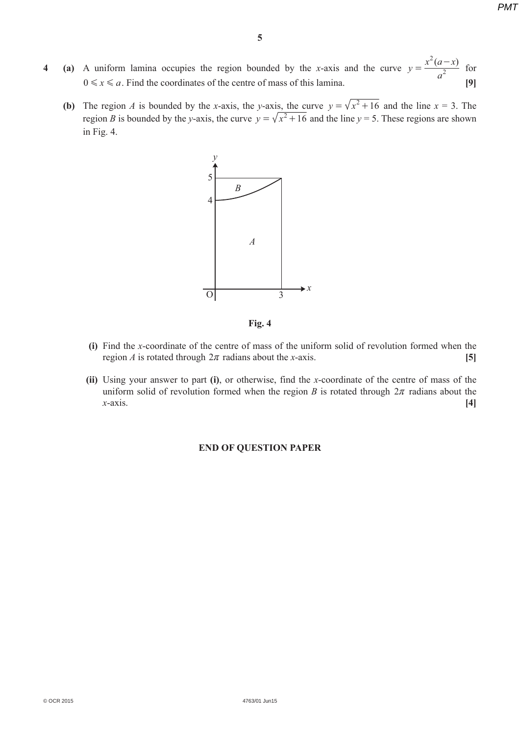**4** **(a)** A uniform lamina occupies the region bounded by the $x$-axis and the curve $y = \dfrac{x^2(a-x)}{a^2}$ for $0 \leqslant x \leqslant a$. Find the coordinates of the centre of mass of this lamina. **[9]**

**(b)** The region $A$ is bounded by the $x$-axis, the $y$-axis, the curve $y = \sqrt{x^2 + 16}$ and the line $x = 3$. The region $B$ is bounded by the $y$-axis, the curve $y = \sqrt{x^2 + 16}$ and the line $y = 5$. These regions are shown in Fig. 4.

**Fig. 4**

**(i)** Find the $x$-coordinate of the centre of mass of the uniform solid of revolution formed when the region $A$ is rotated through $2\pi$ radians about the $x$-axis. **[5]**

**(ii)** Using your answer to part **(i)**, or otherwise, find the $x$-coordinate of the centre of mass of the uniform solid of revolution formed when the region $B$ is rotated through $2\pi$ radians about the $x$-axis. **[4]**

**END OF QUESTION PAPER**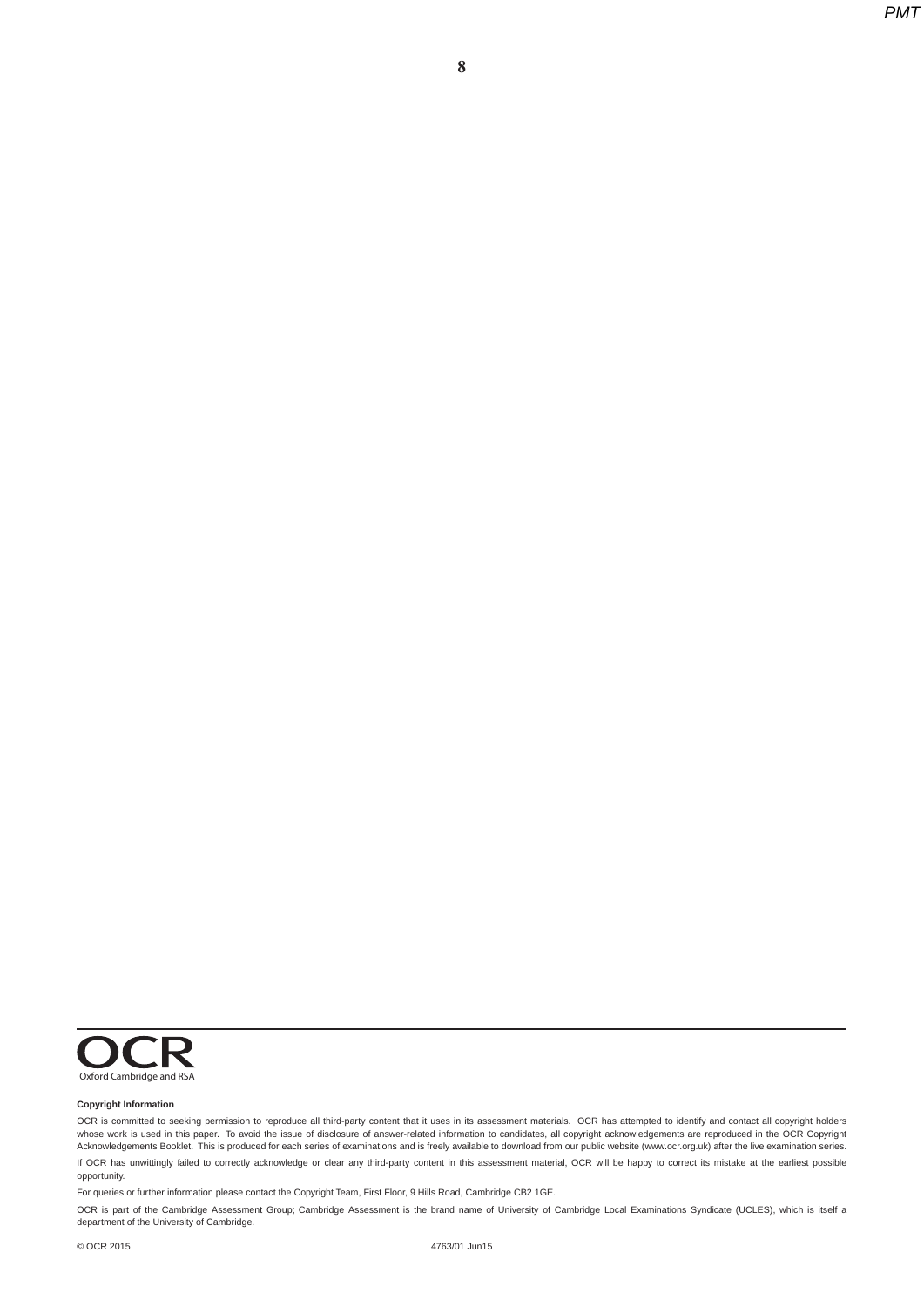**Copyright Information**

OCR is committed to seeking permission to reproduce all third-party content that it uses in its assessment materials. OCR has attempted to identify and contact all copyright holders whose work is used in this paper. To avoid the issue of disclosure of answer-related information to candidates, all copyright acknowledgements are reproduced in the OCR Copyright Acknowledgements Booklet. This is produced for each series of examinations and is freely available to download from our public website (www.ocr.org.uk) after the live examination series.

If OCR has unwittingly failed to correctly acknowledge or clear any third-party content in this assessment material, OCR will be happy to correct its mistake at the earliest possible opportunity.

For queries or further information please contact the Copyright Team, First Floor, 9 Hills Road, Cambridge CB2 1GE.

OCR is part of the Cambridge Assessment Group; Cambridge Assessment is the brand name of University of Cambridge Local Examinations Syndicate (UCLES), which is itself a department of the University of Cambridge.

© OCR 2015

4763/01 Jun15